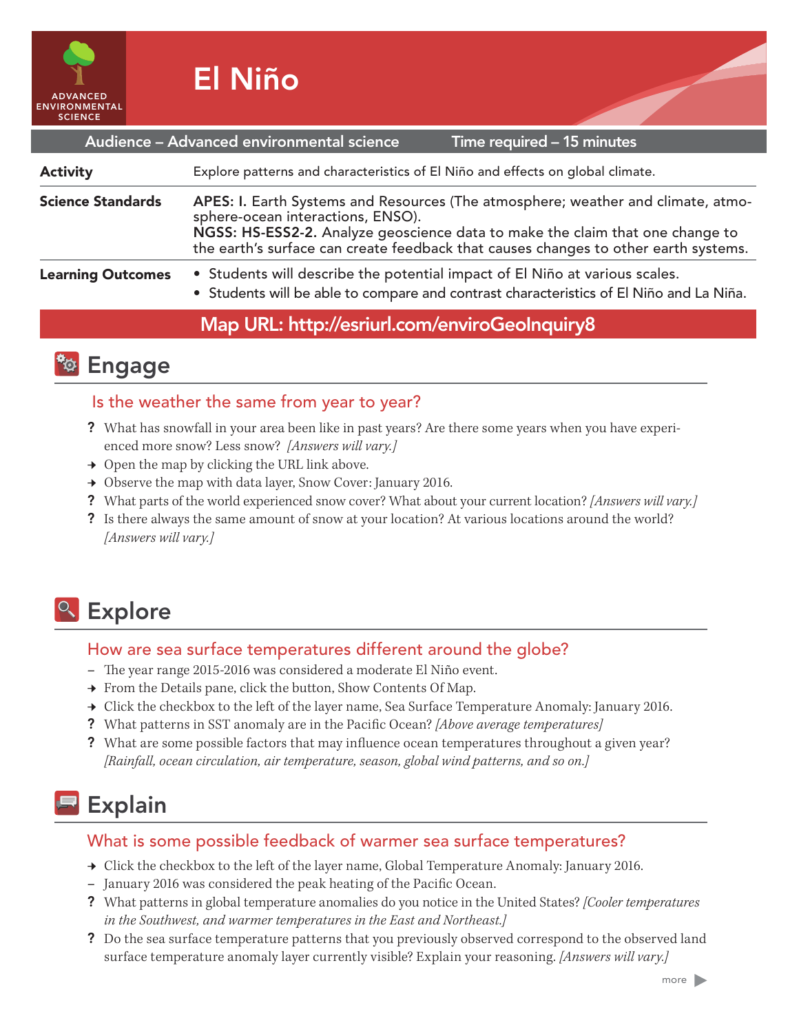ADVANCED ENVIRONMENTAL SCIENCE

# El Niño

**Audience – Advanced environmental science** | **Time required – 15 minutes**

| | |
|---|---|
| **Activity** | Explore patterns and characteristics of El Niño and effects on global climate. |
| **Science Standards** | **APES: I.** Earth Systems and Resources (The atmosphere; weather and climate, atmosphere-ocean interactions, ENSO).<br>**NGSS: HS-ESS2-2.** Analyze geoscience data to make the claim that one change to the earth's surface can create feedback that causes changes to other earth systems. |
| **Learning Outcomes** | • Students will describe the potential impact of El Niño at various scales.<br>• Students will be able to compare and contrast characteristics of El Niño and La Niña. |

**Map URL: http://esriurl.com/enviroGeoInquiry8**

## Engage

### Is the weather the same from year to year?

- ? What has snowfall in your area been like in past years? Are there some years when you have experienced more snow? Less snow? *[Answers will vary.]*
- → Open the map by clicking the URL link above.
- → Observe the map with data layer, Snow Cover: January 2016.
- ? What parts of the world experienced snow cover? What about your current location? *[Answers will vary.]*
- ? Is there always the same amount of snow at your location? At various locations around the world? *[Answers will vary.]*

## Explore

### How are sea surface temperatures different around the globe?

- – The year range 2015-2016 was considered a moderate El Niño event.
- → From the Details pane, click the button, Show Contents Of Map.
- → Click the checkbox to the left of the layer name, Sea Surface Temperature Anomaly: January 2016.
- ? What patterns in SST anomaly are in the Pacific Ocean? *[Above average temperatures]*
- ? What are some possible factors that may influence ocean temperatures throughout a given year? *[Rainfall, ocean circulation, air temperature, season, global wind patterns, and so on.]*

## Explain

### What is some possible feedback of warmer sea surface temperatures?

- → Click the checkbox to the left of the layer name, Global Temperature Anomaly: January 2016.
- – January 2016 was considered the peak heating of the Pacific Ocean.
- ? What patterns in global temperature anomalies do you notice in the United States? *[Cooler temperatures in the Southwest, and warmer temperatures in the East and Northeast.]*
- ? Do the sea surface temperature patterns that you previously observed correspond to the observed land surface temperature anomaly layer currently visible? Explain your reasoning. *[Answers will vary.]*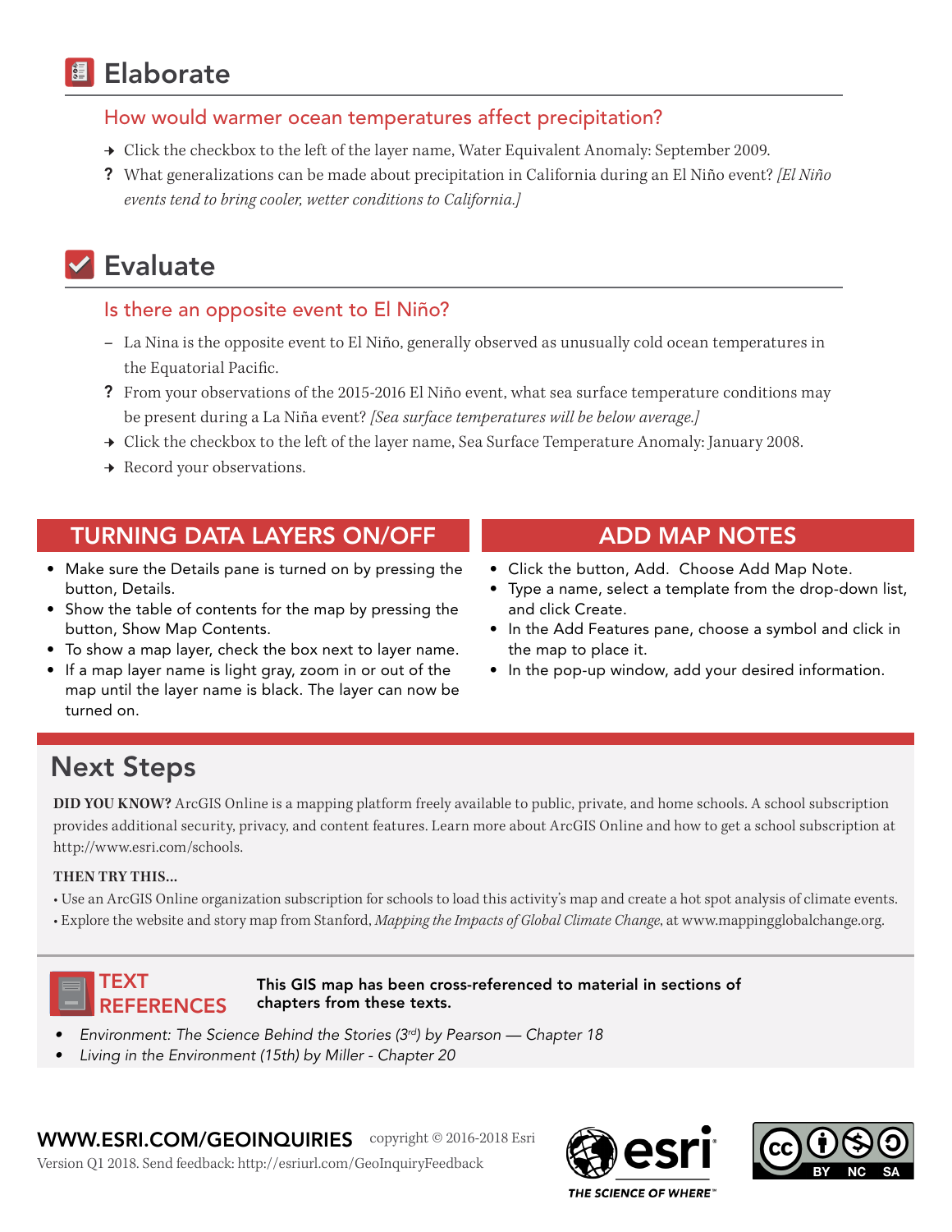## Elaborate

### How would warmer ocean temperatures affect precipitation?

→ Click the checkbox to the left of the layer name, Water Equivalent Anomaly: September 2009.

? What generalizations can be made about precipitation in California during an El Niño event? *[El Niño events tend to bring cooler, wetter conditions to California.]*

## Evaluate

### Is there an opposite event to El Niño?

– La Nina is the opposite event to El Niño, generally observed as unusually cold ocean temperatures in the Equatorial Pacific.

? From your observations of the 2015-2016 El Niño event, what sea surface temperature conditions may be present during a La Niña event? *[Sea surface temperatures will be below average.]*

→ Click the checkbox to the left of the layer name, Sea Surface Temperature Anomaly: January 2008.

→ Record your observations.

### TURNING DATA LAYERS ON/OFF

- Make sure the Details pane is turned on by pressing the button, Details.
- Show the table of contents for the map by pressing the button, Show Map Contents.
- To show a map layer, check the box next to layer name.
- If a map layer name is light gray, zoom in or out of the map until the layer name is black. The layer can now be turned on.

### ADD MAP NOTES

- Click the button, Add. Choose Add Map Note.
- Type a name, select a template from the drop-down list, and click Create.
- In the Add Features pane, choose a symbol and click in the map to place it.
- In the pop-up window, add your desired information.

## Next Steps

**DID YOU KNOW?** ArcGIS Online is a mapping platform freely available to public, private, and home schools. A school subscription provides additional security, privacy, and content features. Learn more about ArcGIS Online and how to get a school subscription at http://www.esri.com/schools.

**THEN TRY THIS...**

• Use an ArcGIS Online organization subscription for schools to load this activity's map and create a hot spot analysis of climate events.

• Explore the website and story map from Stanford, *Mapping the Impacts of Global Climate Change*, at www.mappingglobalchange.org.

### TEXT REFERENCES

**This GIS map has been cross-referenced to material in sections of chapters from these texts.**

- *Environment: The Science Behind the Stories (3rd) by Pearson — Chapter 18*
- *Living in the Environment (15th) by Miller - Chapter 20*

**WWW.ESRI.COM/GEOINQUIRIES** copyright © 2016-2018 Esri

Version Q1 2018. Send feedback: http://esriurl.com/GeoInquiryFeedback

esri THE SCIENCE OF WHERE™

CC BY NC SA